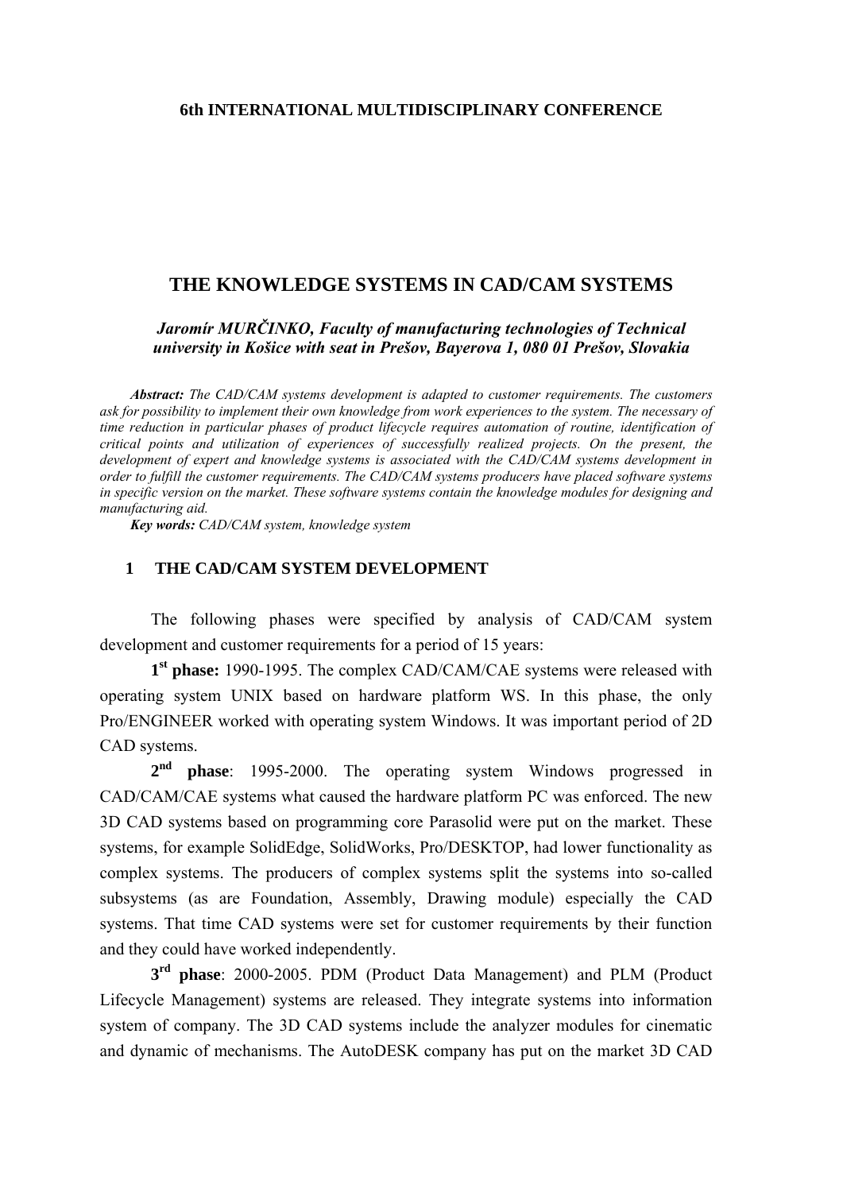**6th INTERNATIONAL MULTIDISCIPLINARY CONFERENCE**

# THE KNOWLEDGE SYSTEMS IN CAD/CAM SYSTEMS

***Jaromír MURČINKO, Faculty of manufacturing technologies of Technical university in Košice with seat in Prešov, Bayerova 1, 080 01 Prešov, Slovakia***

***Abstract:*** *The CAD/CAM systems development is adapted to customer requirements. The customers ask for possibility to implement their own knowledge from work experiences to the system. The necessary of time reduction in particular phases of product lifecycle requires automation of routine, identification of critical points and utilization of experiences of successfully realized projects. On the present, the development of expert and knowledge systems is associated with the CAD/CAM systems development in order to fulfill the customer requirements. The CAD/CAM systems producers have placed software systems in specific version on the market. These software systems contain the knowledge modules for designing and manufacturing aid.*

***Key words:*** *CAD/CAM system, knowledge system*

## 1 THE CAD/CAM SYSTEM DEVELOPMENT

The following phases were specified by analysis of CAD/CAM system development and customer requirements for a period of 15 years:

**1st phase:** 1990-1995. The complex CAD/CAM/CAE systems were released with operating system UNIX based on hardware platform WS. In this phase, the only Pro/ENGINEER worked with operating system Windows. It was important period of 2D CAD systems.

**2nd phase**: 1995-2000. The operating system Windows progressed in CAD/CAM/CAE systems what caused the hardware platform PC was enforced. The new 3D CAD systems based on programming core Parasolid were put on the market. These systems, for example SolidEdge, SolidWorks, Pro/DESKTOP, had lower functionality as complex systems. The producers of complex systems split the systems into so-called subsystems (as are Foundation, Assembly, Drawing module) especially the CAD systems. That time CAD systems were set for customer requirements by their function and they could have worked independently.

**3rd phase**: 2000-2005. PDM (Product Data Management) and PLM (Product Lifecycle Management) systems are released. They integrate systems into information system of company. The 3D CAD systems include the analyzer modules for cinematic and dynamic of mechanisms. The AutoDESK company has put on the market 3D CAD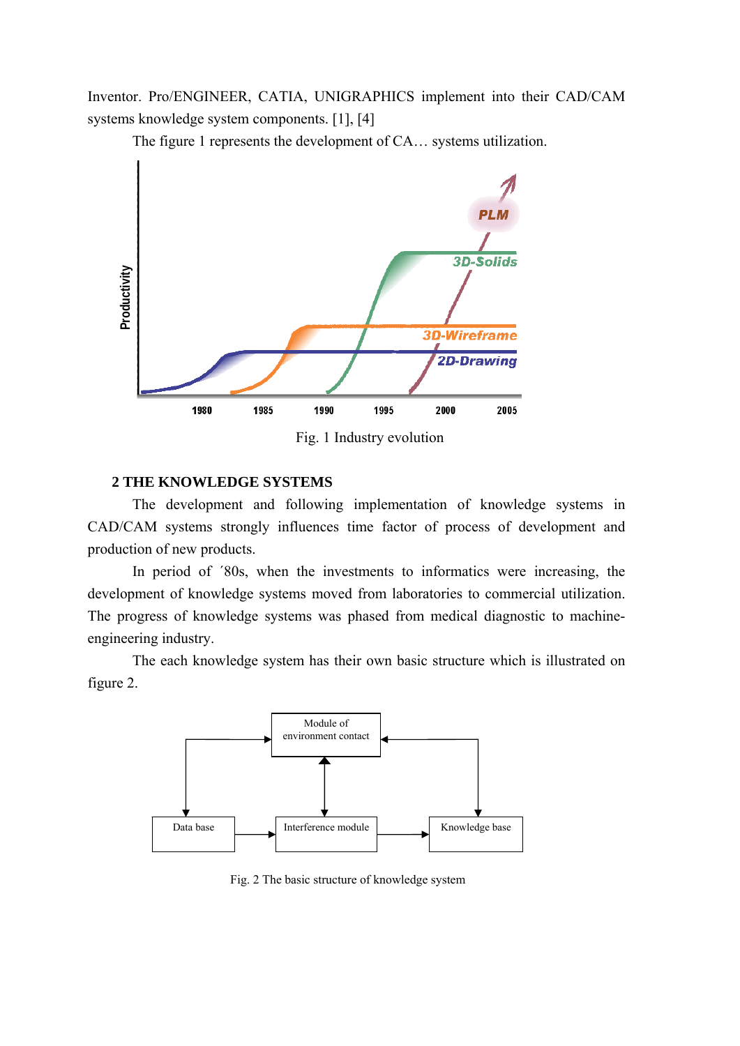Inventor. Pro/ENGINEER, CATIA, UNIGRAPHICS implement into their CAD/CAM systems knowledge system components. [1], [4]

The figure 1 represents the development of CA… systems utilization.

Fig. 1 Industry evolution

## 2 THE KNOWLEDGE SYSTEMS

The development and following implementation of knowledge systems in CAD/CAM systems strongly influences time factor of process of development and production of new products.

In period of ´80s, when the investments to informatics were increasing, the development of knowledge systems moved from laboratories to commercial utilization. The progress of knowledge systems was phased from medical diagnostic to machine-engineering industry.

The each knowledge system has their own basic structure which is illustrated on figure 2.

Fig. 2 The basic structure of knowledge system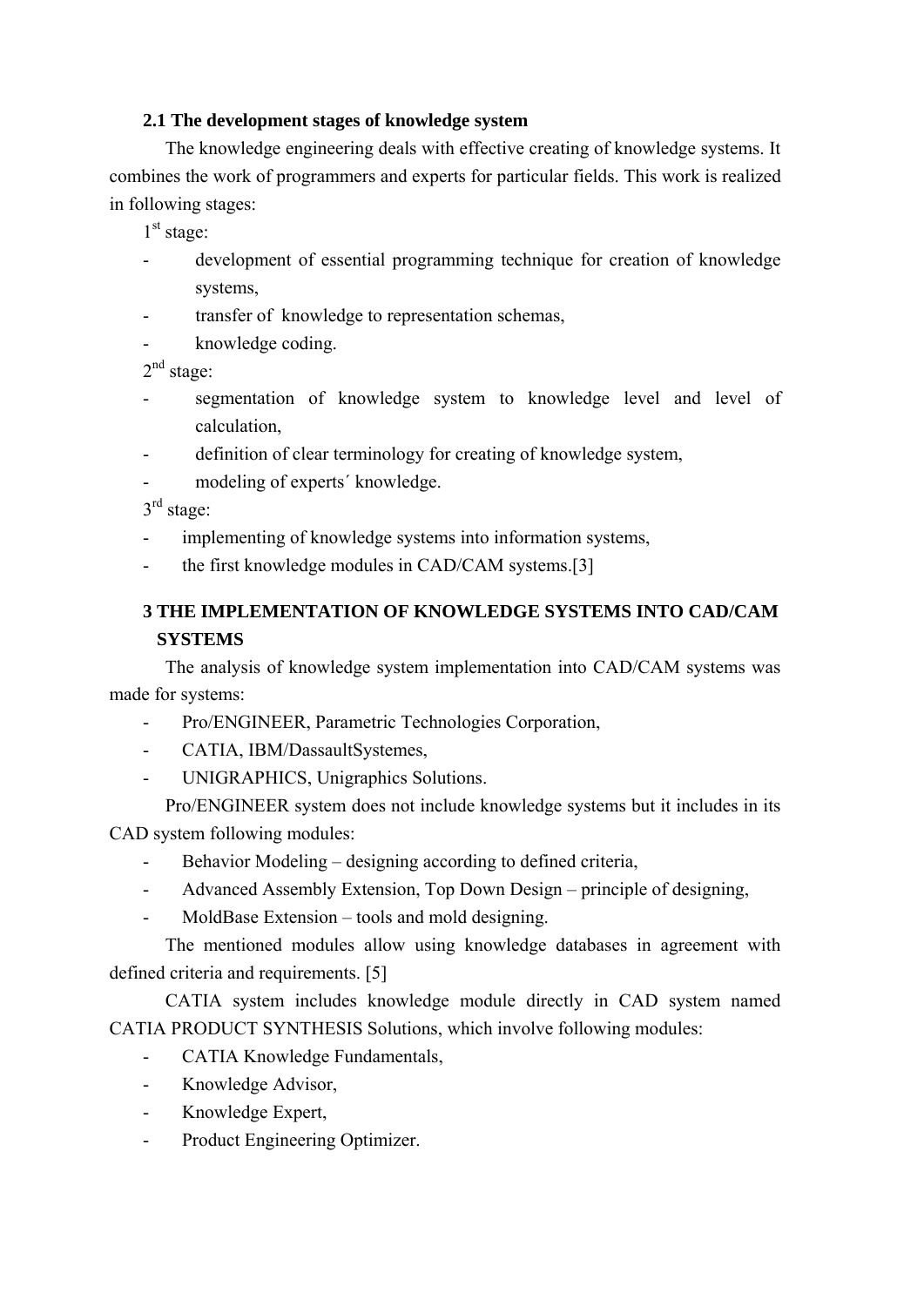### 2.1 The development stages of knowledge system

The knowledge engineering deals with effective creating of knowledge systems. It combines the work of programmers and experts for particular fields. This work is realized in following stages:

1st stage:

- development of essential programming technique for creation of knowledge systems,
- transfer of knowledge to representation schemas,
- knowledge coding.

2nd stage:

- segmentation of knowledge system to knowledge level and level of calculation,
- definition of clear terminology for creating of knowledge system,
- modeling of experts´ knowledge.

3rd stage:

- implementing of knowledge systems into information systems,
- the first knowledge modules in CAD/CAM systems.[3]

## 3 THE IMPLEMENTATION OF KNOWLEDGE SYSTEMS INTO CAD/CAM SYSTEMS

The analysis of knowledge system implementation into CAD/CAM systems was made for systems:

- Pro/ENGINEER, Parametric Technologies Corporation,
- CATIA, IBM/DassaultSystemes,
- UNIGRAPHICS, Unigraphics Solutions.

Pro/ENGINEER system does not include knowledge systems but it includes in its CAD system following modules:

- Behavior Modeling – designing according to defined criteria,
- Advanced Assembly Extension, Top Down Design – principle of designing,
- MoldBase Extension – tools and mold designing.

The mentioned modules allow using knowledge databases in agreement with defined criteria and requirements. [5]

CATIA system includes knowledge module directly in CAD system named CATIA PRODUCT SYNTHESIS Solutions, which involve following modules:

- CATIA Knowledge Fundamentals,
- Knowledge Advisor,
- Knowledge Expert,
- Product Engineering Optimizer.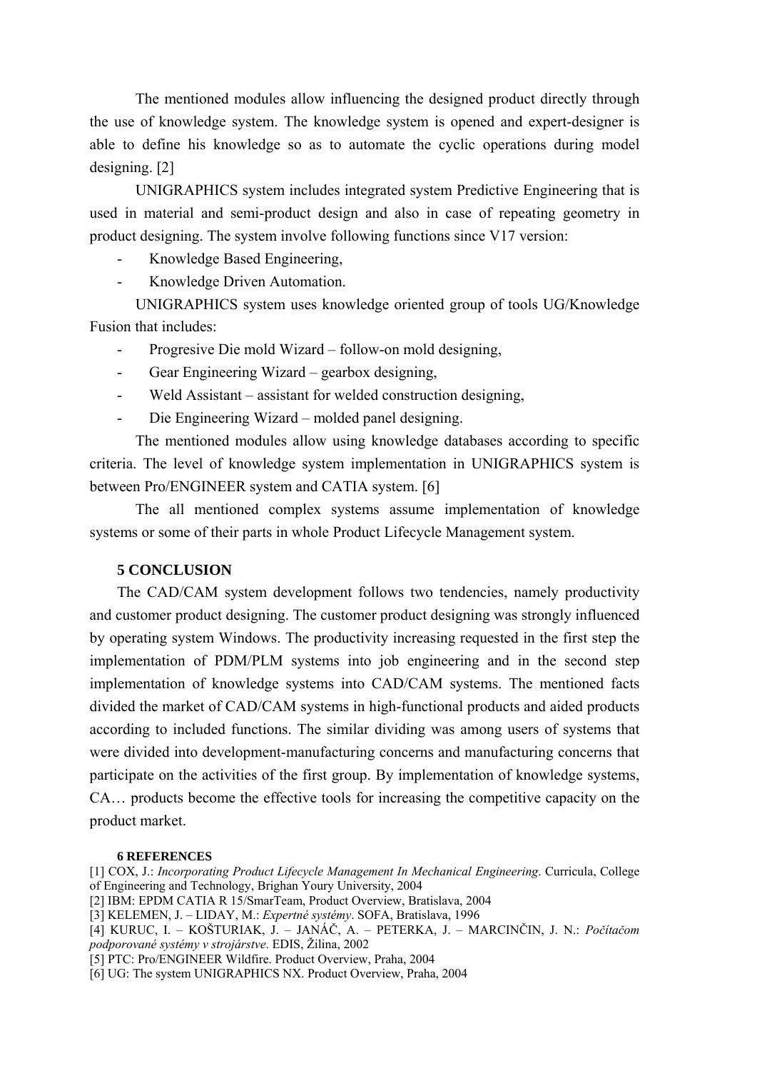The mentioned modules allow influencing the designed product directly through the use of knowledge system. The knowledge system is opened and expert-designer is able to define his knowledge so as to automate the cyclic operations during model designing. [2]

UNIGRAPHICS system includes integrated system Predictive Engineering that is used in material and semi-product design and also in case of repeating geometry in product designing. The system involve following functions since V17 version:

- Knowledge Based Engineering,
- Knowledge Driven Automation.

UNIGRAPHICS system uses knowledge oriented group of tools UG/Knowledge Fusion that includes:

- Progresive Die mold Wizard – follow-on mold designing,
- Gear Engineering Wizard – gearbox designing,
- Weld Assistant – assistant for welded construction designing,
- Die Engineering Wizard – molded panel designing.

The mentioned modules allow using knowledge databases according to specific criteria. The level of knowledge system implementation in UNIGRAPHICS system is between Pro/ENGINEER system and CATIA system. [6]

The all mentioned complex systems assume implementation of knowledge systems or some of their parts in whole Product Lifecycle Management system.

## 5 CONCLUSION

The CAD/CAM system development follows two tendencies, namely productivity and customer product designing. The customer product designing was strongly influenced by operating system Windows. The productivity increasing requested in the first step the implementation of PDM/PLM systems into job engineering and in the second step implementation of knowledge systems into CAD/CAM systems. The mentioned facts divided the market of CAD/CAM systems in high-functional products and aided products according to included functions. The similar dividing was among users of systems that were divided into development-manufacturing concerns and manufacturing concerns that participate on the activities of the first group. By implementation of knowledge systems, CA… products become the effective tools for increasing the competitive capacity on the product market.

## 6 REFERENCES

[1] COX, J.: *Incorporating Product Lifecycle Management In Mechanical Engineering*. Curricula, College of Engineering and Technology, Brighan Youry University, 2004

[2] IBM: EPDM CATIA R 15/SmarTeam, Product Overview, Bratislava, 2004

[3] KELEMEN, J. – LIDAY, M.: *Expertné systémy*. SOFA, Bratislava, 1996

[4] KURUC, I. – KOŠTURIAK, J. – JANÁČ, A. – PETERKA, J. – MARCINČIN, J. N.: *Počítačom podporované systémy v strojárstve*. EDIS, Žilina, 2002

[5] PTC: Pro/ENGINEER Wildfire. Product Overview, Praha, 2004

[6] UG: The system UNIGRAPHICS NX. Product Overview, Praha, 2004